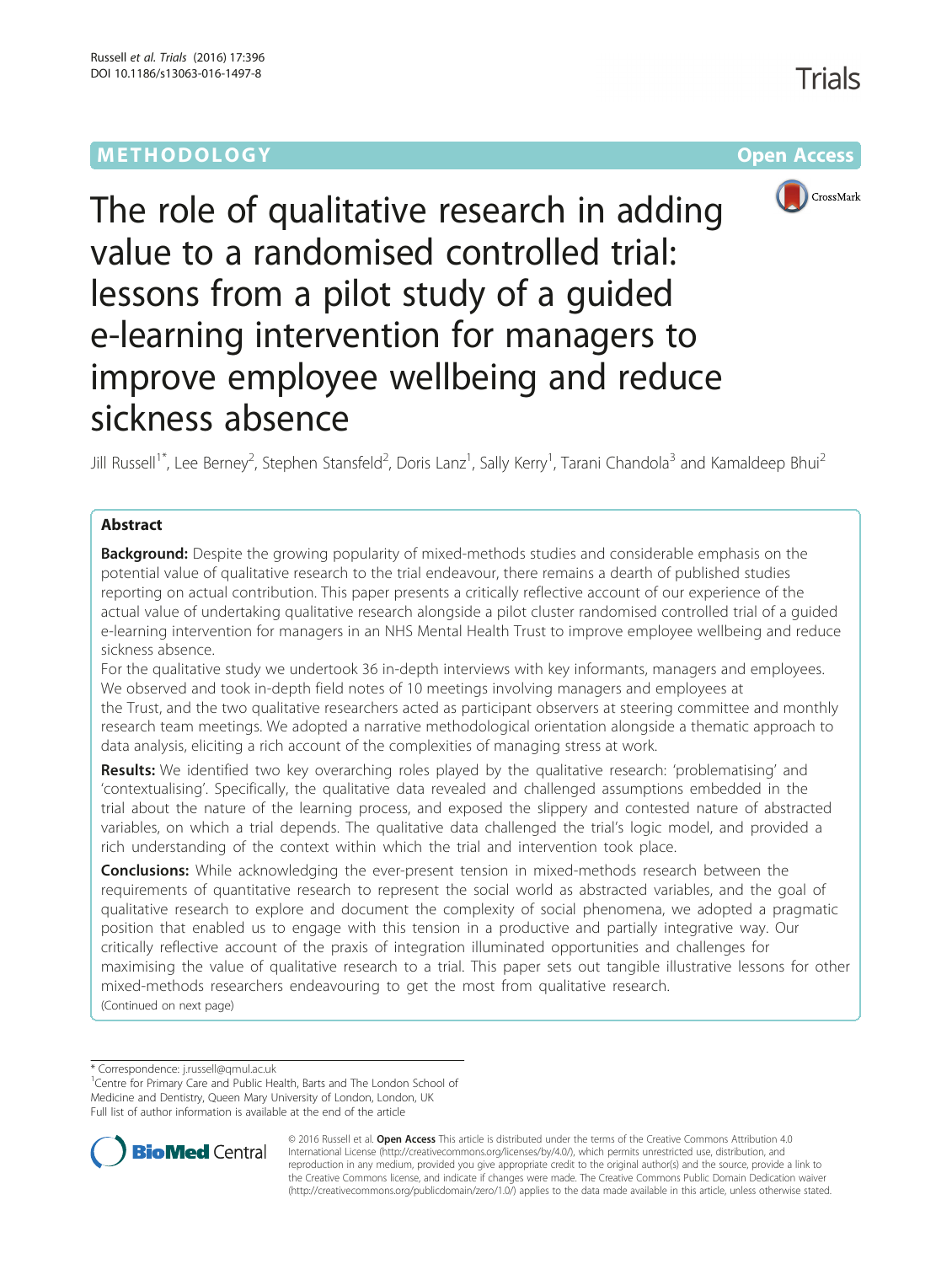METHODOLOGY Open Access

# The role of qualitative research in adding value to a randomised controlled trial: lessons from a pilot study of a guided e-learning intervention for managers to improve employee wellbeing and reduce sickness absence

Jill Russell[1*], Lee Berney[2], Stephen Stansfeld[2], Doris Lanz[1], Sally Kerry[1], Tarani Chandola[3] and Kamaldeep Bhui[2]

## Abstract

**Background:** Despite the growing popularity of mixed-methods studies and considerable emphasis on the potential value of qualitative research to the trial endeavour, there remains a dearth of published studies reporting on actual contribution. This paper presents a critically reflective account of our experience of the actual value of undertaking qualitative research alongside a pilot cluster randomised controlled trial of a guided e-learning intervention for managers in an NHS Mental Health Trust to improve employee wellbeing and reduce sickness absence.

For the qualitative study we undertook 36 in-depth interviews with key informants, managers and employees. We observed and took in-depth field notes of 10 meetings involving managers and employees at the Trust, and the two qualitative researchers acted as participant observers at steering committee and monthly research team meetings. We adopted a narrative methodological orientation alongside a thematic approach to data analysis, eliciting a rich account of the complexities of managing stress at work.

**Results:** We identified two key overarching roles played by the qualitative research: 'problematising' and 'contextualising'. Specifically, the qualitative data revealed and challenged assumptions embedded in the trial about the nature of the learning process, and exposed the slippery and contested nature of abstracted variables, on which a trial depends. The qualitative data challenged the trial's logic model, and provided a rich understanding of the context within which the trial and intervention took place.

**Conclusions:** While acknowledging the ever-present tension in mixed-methods research between the requirements of quantitative research to represent the social world as abstracted variables, and the goal of qualitative research to explore and document the complexity of social phenomena, we adopted a pragmatic position that enabled us to engage with this tension in a productive and partially integrative way. Our critically reflective account of the praxis of integration illuminated opportunities and challenges for maximising the value of qualitative research to a trial. This paper sets out tangible illustrative lessons for other mixed-methods researchers endeavouring to get the most from qualitative research.

(Continued on next page)

---

* Correspondence: j.russell@qmul.ac.uk

[1]Centre for Primary Care and Public Health, Barts and The London School of Medicine and Dentistry, Queen Mary University of London, London, UK

Full list of author information is available at the end of the article

© 2016 Russell et al. **Open Access** This article is distributed under the terms of the Creative Commons Attribution 4.0 International License (http://creativecommons.org/licenses/by/4.0/), which permits unrestricted use, distribution, and reproduction in any medium, provided you give appropriate credit to the original author(s) and the source, provide a link to the Creative Commons license, and indicate if changes were made. The Creative Commons Public Domain Dedication waiver (http://creativecommons.org/publicdomain/zero/1.0/) applies to the data made available in this article, unless otherwise stated.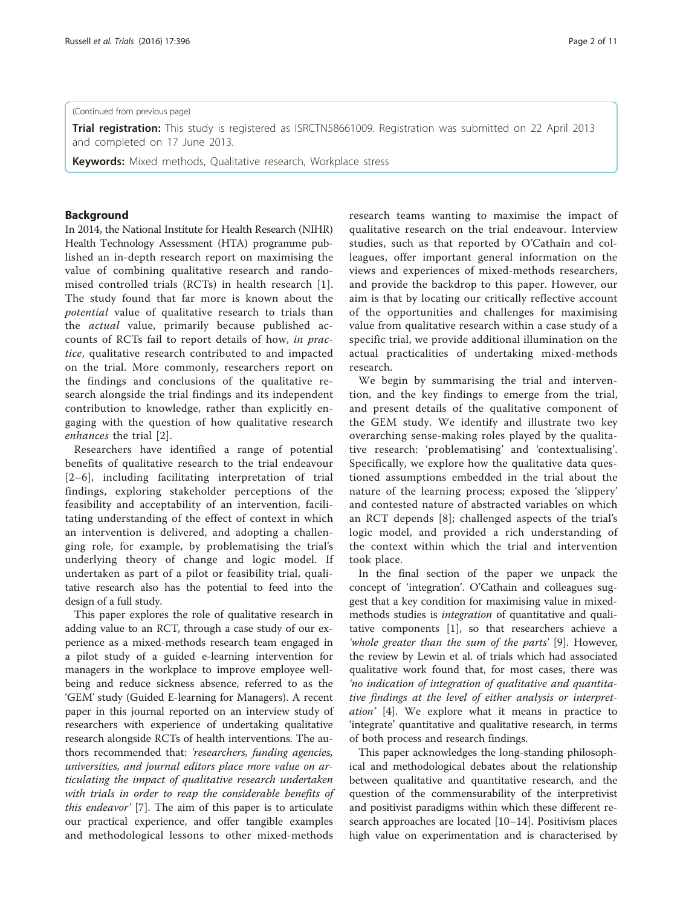(Continued from previous page)

**Trial registration:** This study is registered as ISRCTN58661009. Registration was submitted on 22 April 2013 and completed on 17 June 2013.

**Keywords:** Mixed methods, Qualitative research, Workplace stress

## Background

In 2014, the National Institute for Health Research (NIHR) Health Technology Assessment (HTA) programme published an in-depth research report on maximising the value of combining qualitative research and randomised controlled trials (RCTs) in health research [1]. The study found that far more is known about the *potential* value of qualitative research to trials than the *actual* value, primarily because published accounts of RCTs fail to report details of how, *in practice*, qualitative research contributed to and impacted on the trial. More commonly, researchers report on the findings and conclusions of the qualitative research alongside the trial findings and its independent contribution to knowledge, rather than explicitly engaging with the question of how qualitative research *enhances* the trial [2].

Researchers have identified a range of potential benefits of qualitative research to the trial endeavour [2–6], including facilitating interpretation of trial findings, exploring stakeholder perceptions of the feasibility and acceptability of an intervention, facilitating understanding of the effect of context in which an intervention is delivered, and adopting a challenging role, for example, by problematising the trial's underlying theory of change and logic model. If undertaken as part of a pilot or feasibility trial, qualitative research also has the potential to feed into the design of a full study.

This paper explores the role of qualitative research in adding value to an RCT, through a case study of our experience as a mixed-methods research team engaged in a pilot study of a guided e-learning intervention for managers in the workplace to improve employee wellbeing and reduce sickness absence, referred to as the 'GEM' study (Guided E-learning for Managers). A recent paper in this journal reported on an interview study of researchers with experience of undertaking qualitative research alongside RCTs of health interventions. The authors recommended that: *'researchers, funding agencies, universities, and journal editors place more value on articulating the impact of qualitative research undertaken with trials in order to reap the considerable benefits of this endeavor'* [7]. The aim of this paper is to articulate our practical experience, and offer tangible examples and methodological lessons to other mixed-methods research teams wanting to maximise the impact of qualitative research on the trial endeavour. Interview studies, such as that reported by O'Cathain and colleagues, offer important general information on the views and experiences of mixed-methods researchers, and provide the backdrop to this paper. However, our aim is that by locating our critically reflective account of the opportunities and challenges for maximising value from qualitative research within a case study of a specific trial, we provide additional illumination on the actual practicalities of undertaking mixed-methods research.

We begin by summarising the trial and intervention, and the key findings to emerge from the trial, and present details of the qualitative component of the GEM study. We identify and illustrate two key overarching sense-making roles played by the qualitative research: 'problematising' and 'contextualising'. Specifically, we explore how the qualitative data questioned assumptions embedded in the trial about the nature of the learning process; exposed the 'slippery' and contested nature of abstracted variables on which an RCT depends [8]; challenged aspects of the trial's logic model, and provided a rich understanding of the context within which the trial and intervention took place.

In the final section of the paper we unpack the concept of 'integration'. O'Cathain and colleagues suggest that a key condition for maximising value in mixed-methods studies is *integration* of quantitative and qualitative components [1], so that researchers achieve a *'whole greater than the sum of the parts'* [9]. However, the review by Lewin et al. of trials which had associated qualitative work found that, for most cases, there was *'no indication of integration of qualitative and quantitative findings at the level of either analysis or interpretation'* [4]. We explore what it means in practice to 'integrate' quantitative and qualitative research, in terms of both process and research findings.

This paper acknowledges the long-standing philosophical and methodological debates about the relationship between qualitative and quantitative research, and the question of the commensurability of the interpretivist and positivist paradigms within which these different research approaches are located [10–14]. Positivism places high value on experimentation and is characterised by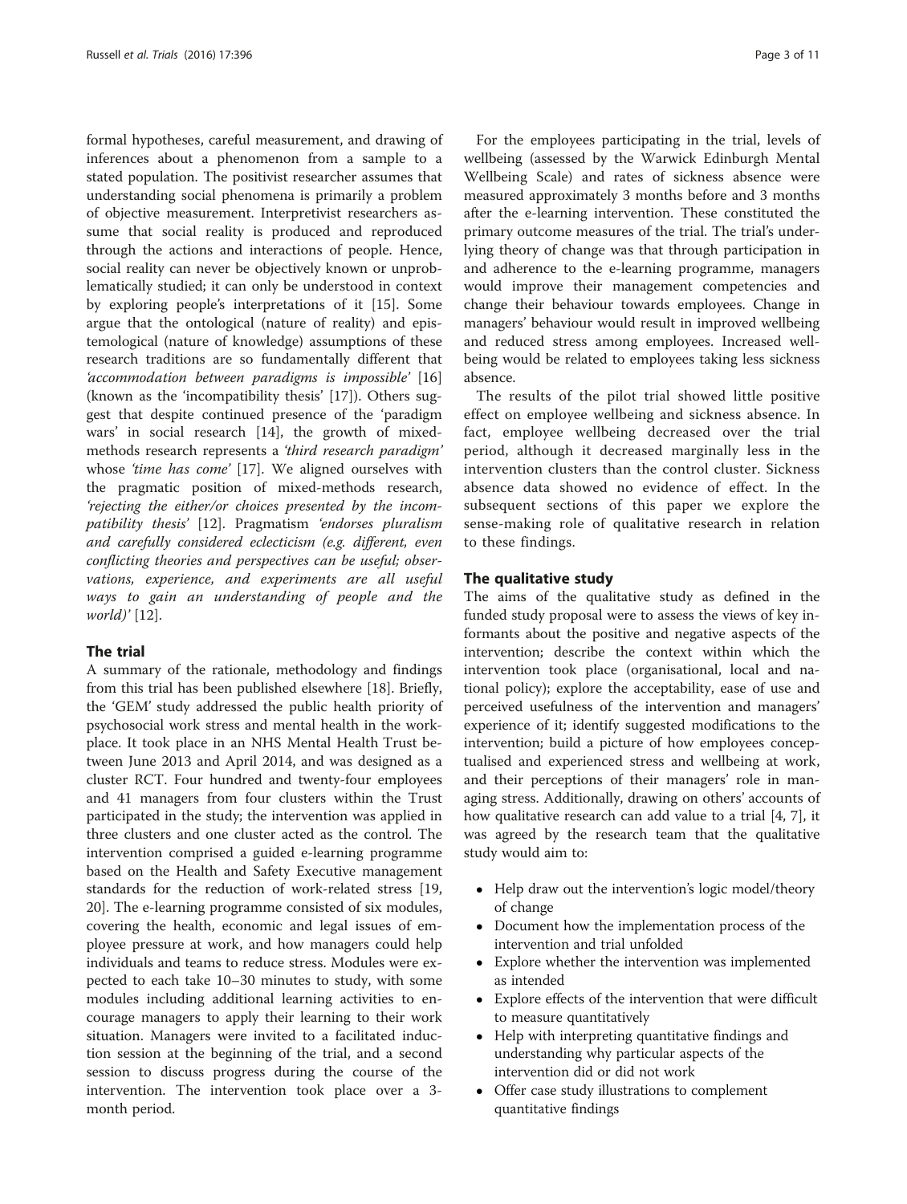formal hypotheses, careful measurement, and drawing of inferences about a phenomenon from a sample to a stated population. The positivist researcher assumes that understanding social phenomena is primarily a problem of objective measurement. Interpretivist researchers assume that social reality is produced and reproduced through the actions and interactions of people. Hence, social reality can never be objectively known or unproblematically studied; it can only be understood in context by exploring people's interpretations of it [15]. Some argue that the ontological (nature of reality) and epistemological (nature of knowledge) assumptions of these research traditions are so fundamentally different that *'accommodation between paradigms is impossible'* [16] (known as the 'incompatibility thesis' [17]). Others suggest that despite continued presence of the 'paradigm wars' in social research [14], the growth of mixed-methods research represents a *'third research paradigm'* whose *'time has come'* [17]. We aligned ourselves with the pragmatic position of mixed-methods research, *'rejecting the either/or choices presented by the incompatibility thesis'* [12]. Pragmatism *'endorses pluralism and carefully considered eclecticism (e.g. different, even conflicting theories and perspectives can be useful; observations, experience, and experiments are all useful ways to gain an understanding of people and the world)'* [12].

## The trial

A summary of the rationale, methodology and findings from this trial has been published elsewhere [18]. Briefly, the 'GEM' study addressed the public health priority of psychosocial work stress and mental health in the workplace. It took place in an NHS Mental Health Trust between June 2013 and April 2014, and was designed as a cluster RCT. Four hundred and twenty-four employees and 41 managers from four clusters within the Trust participated in the study; the intervention was applied in three clusters and one cluster acted as the control. The intervention comprised a guided e-learning programme based on the Health and Safety Executive management standards for the reduction of work-related stress [19, 20]. The e-learning programme consisted of six modules, covering the health, economic and legal issues of employee pressure at work, and how managers could help individuals and teams to reduce stress. Modules were expected to each take 10–30 minutes to study, with some modules including additional learning activities to encourage managers to apply their learning to their work situation. Managers were invited to a facilitated induction session at the beginning of the trial, and a second session to discuss progress during the course of the intervention. The intervention took place over a 3-month period.

For the employees participating in the trial, levels of wellbeing (assessed by the Warwick Edinburgh Mental Wellbeing Scale) and rates of sickness absence were measured approximately 3 months before and 3 months after the e-learning intervention. These constituted the primary outcome measures of the trial. The trial's underlying theory of change was that through participation in and adherence to the e-learning programme, managers would improve their management competencies and change their behaviour towards employees. Change in managers' behaviour would result in improved wellbeing and reduced stress among employees. Increased wellbeing would be related to employees taking less sickness absence.

The results of the pilot trial showed little positive effect on employee wellbeing and sickness absence. In fact, employee wellbeing decreased over the trial period, although it decreased marginally less in the intervention clusters than the control cluster. Sickness absence data showed no evidence of effect. In the subsequent sections of this paper we explore the sense-making role of qualitative research in relation to these findings.

## The qualitative study

The aims of the qualitative study as defined in the funded study proposal were to assess the views of key informants about the positive and negative aspects of the intervention; describe the context within which the intervention took place (organisational, local and national policy); explore the acceptability, ease of use and perceived usefulness of the intervention and managers' experience of it; identify suggested modifications to the intervention; build a picture of how employees conceptualised and experienced stress and wellbeing at work, and their perceptions of their managers' role in managing stress. Additionally, drawing on others' accounts of how qualitative research can add value to a trial [4, 7], it was agreed by the research team that the qualitative study would aim to:

- Help draw out the intervention's logic model/theory of change
- Document how the implementation process of the intervention and trial unfolded
- Explore whether the intervention was implemented as intended
- Explore effects of the intervention that were difficult to measure quantitatively
- Help with interpreting quantitative findings and understanding why particular aspects of the intervention did or did not work
- Offer case study illustrations to complement quantitative findings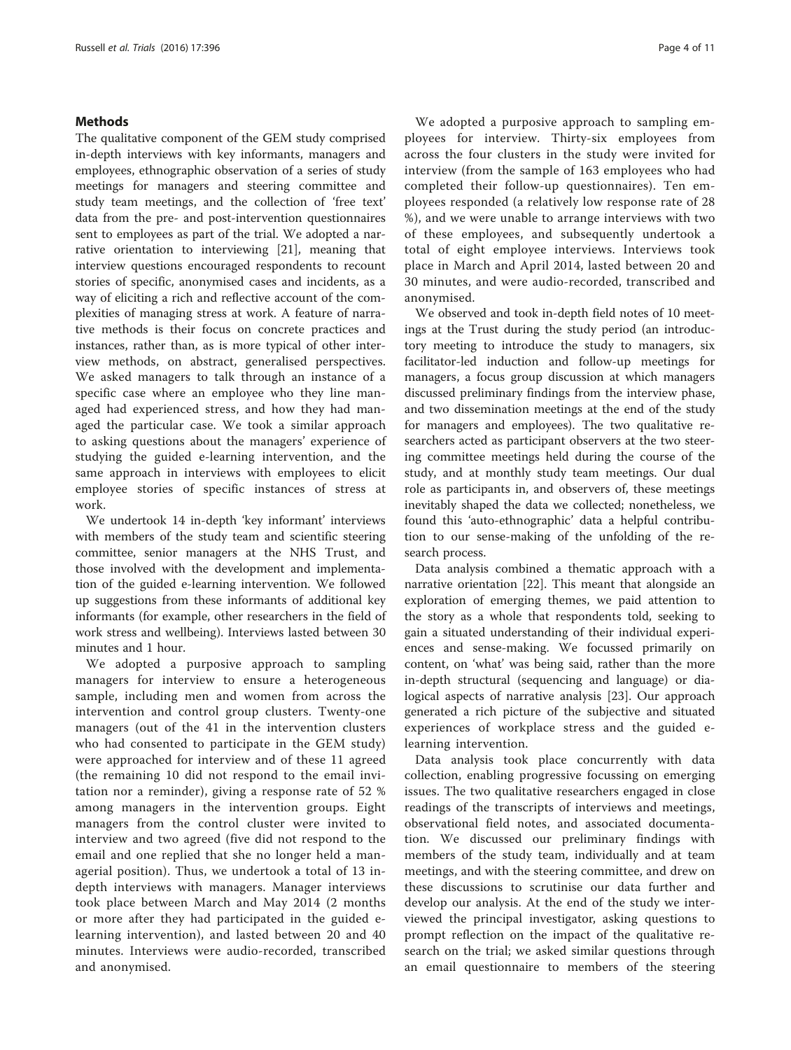## Methods

The qualitative component of the GEM study comprised in-depth interviews with key informants, managers and employees, ethnographic observation of a series of study meetings for managers and steering committee and study team meetings, and the collection of 'free text' data from the pre- and post-intervention questionnaires sent to employees as part of the trial. We adopted a narrative orientation to interviewing [21], meaning that interview questions encouraged respondents to recount stories of specific, anonymised cases and incidents, as a way of eliciting a rich and reflective account of the complexities of managing stress at work. A feature of narrative methods is their focus on concrete practices and instances, rather than, as is more typical of other interview methods, on abstract, generalised perspectives. We asked managers to talk through an instance of a specific case where an employee who they line managed had experienced stress, and how they had managed the particular case. We took a similar approach to asking questions about the managers' experience of studying the guided e-learning intervention, and the same approach in interviews with employees to elicit employee stories of specific instances of stress at work.

We undertook 14 in-depth 'key informant' interviews with members of the study team and scientific steering committee, senior managers at the NHS Trust, and those involved with the development and implementation of the guided e-learning intervention. We followed up suggestions from these informants of additional key informants (for example, other researchers in the field of work stress and wellbeing). Interviews lasted between 30 minutes and 1 hour.

We adopted a purposive approach to sampling managers for interview to ensure a heterogeneous sample, including men and women from across the intervention and control group clusters. Twenty-one managers (out of the 41 in the intervention clusters who had consented to participate in the GEM study) were approached for interview and of these 11 agreed (the remaining 10 did not respond to the email invitation nor a reminder), giving a response rate of 52 % among managers in the intervention groups. Eight managers from the control cluster were invited to interview and two agreed (five did not respond to the email and one replied that she no longer held a managerial position). Thus, we undertook a total of 13 in-depth interviews with managers. Manager interviews took place between March and May 2014 (2 months or more after they had participated in the guided e-learning intervention), and lasted between 20 and 40 minutes. Interviews were audio-recorded, transcribed and anonymised.

We adopted a purposive approach to sampling employees for interview. Thirty-six employees from across the four clusters in the study were invited for interview (from the sample of 163 employees who had completed their follow-up questionnaires). Ten employees responded (a relatively low response rate of 28 %), and we were unable to arrange interviews with two of these employees, and subsequently undertook a total of eight employee interviews. Interviews took place in March and April 2014, lasted between 20 and 30 minutes, and were audio-recorded, transcribed and anonymised.

We observed and took in-depth field notes of 10 meetings at the Trust during the study period (an introductory meeting to introduce the study to managers, six facilitator-led induction and follow-up meetings for managers, a focus group discussion at which managers discussed preliminary findings from the interview phase, and two dissemination meetings at the end of the study for managers and employees). The two qualitative researchers acted as participant observers at the two steering committee meetings held during the course of the study, and at monthly study team meetings. Our dual role as participants in, and observers of, these meetings inevitably shaped the data we collected; nonetheless, we found this 'auto-ethnographic' data a helpful contribution to our sense-making of the unfolding of the research process.

Data analysis combined a thematic approach with a narrative orientation [22]. This meant that alongside an exploration of emerging themes, we paid attention to the story as a whole that respondents told, seeking to gain a situated understanding of their individual experiences and sense-making. We focussed primarily on content, on 'what' was being said, rather than the more in-depth structural (sequencing and language) or dialogical aspects of narrative analysis [23]. Our approach generated a rich picture of the subjective and situated experiences of workplace stress and the guided e-learning intervention.

Data analysis took place concurrently with data collection, enabling progressive focussing on emerging issues. The two qualitative researchers engaged in close readings of the transcripts of interviews and meetings, observational field notes, and associated documentation. We discussed our preliminary findings with members of the study team, individually and at team meetings, and with the steering committee, and drew on these discussions to scrutinise our data further and develop our analysis. At the end of the study we interviewed the principal investigator, asking questions to prompt reflection on the impact of the qualitative research on the trial; we asked similar questions through an email questionnaire to members of the steering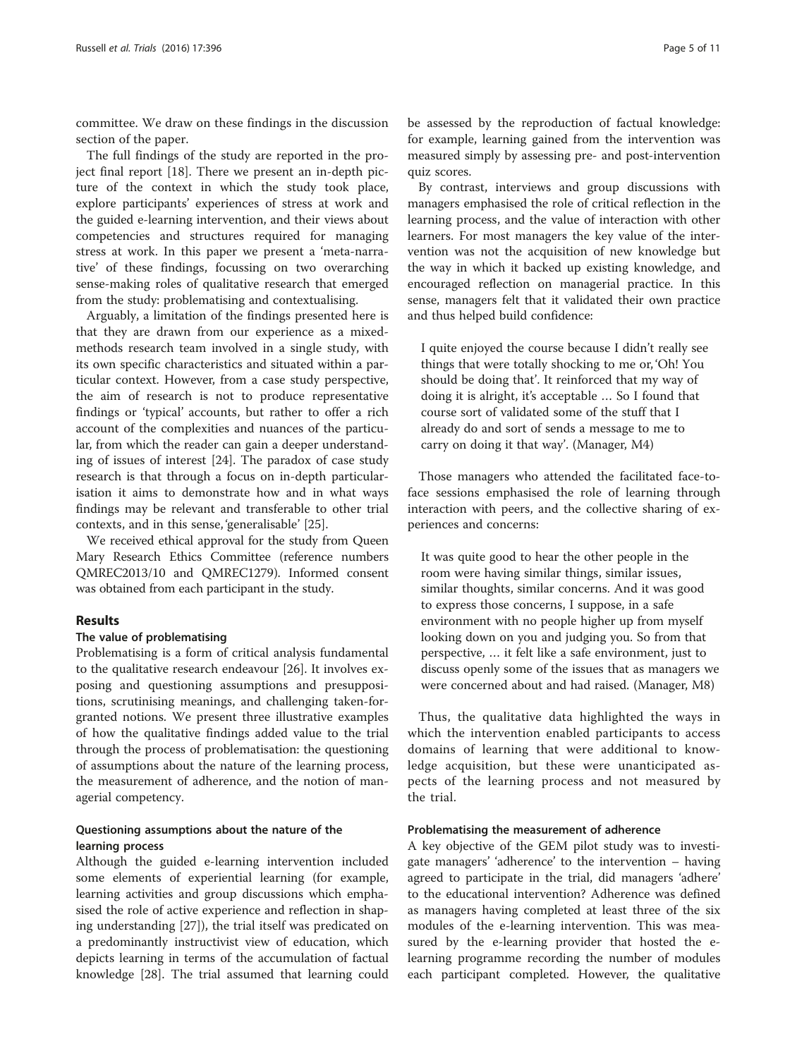committee. We draw on these findings in the discussion section of the paper.

The full findings of the study are reported in the project final report [18]. There we present an in-depth picture of the context in which the study took place, explore participants' experiences of stress at work and the guided e-learning intervention, and their views about competencies and structures required for managing stress at work. In this paper we present a 'meta-narrative' of these findings, focussing on two overarching sense-making roles of qualitative research that emerged from the study: problematising and contextualising.

Arguably, a limitation of the findings presented here is that they are drawn from our experience as a mixed-methods research team involved in a single study, with its own specific characteristics and situated within a particular context. However, from a case study perspective, the aim of research is not to produce representative findings or 'typical' accounts, but rather to offer a rich account of the complexities and nuances of the particular, from which the reader can gain a deeper understanding of issues of interest [24]. The paradox of case study research is that through a focus on in-depth particularisation it aims to demonstrate how and in what ways findings may be relevant and transferable to other trial contexts, and in this sense, 'generalisable' [25].

We received ethical approval for the study from Queen Mary Research Ethics Committee (reference numbers QMREC2013/10 and QMREC1279). Informed consent was obtained from each participant in the study.

## Results

### The value of problematising

Problematising is a form of critical analysis fundamental to the qualitative research endeavour [26]. It involves exposing and questioning assumptions and presuppositions, scrutinising meanings, and challenging taken-for-granted notions. We present three illustrative examples of how the qualitative findings added value to the trial through the process of problematisation: the questioning of assumptions about the nature of the learning process, the measurement of adherence, and the notion of managerial competency.

#### Questioning assumptions about the nature of the learning process

Although the guided e-learning intervention included some elements of experiential learning (for example, learning activities and group discussions which emphasised the role of active experience and reflection in shaping understanding [27]), the trial itself was predicated on a predominantly instructivist view of education, which depicts learning in terms of the accumulation of factual knowledge [28]. The trial assumed that learning could be assessed by the reproduction of factual knowledge: for example, learning gained from the intervention was measured simply by assessing pre- and post-intervention quiz scores.

By contrast, interviews and group discussions with managers emphasised the role of critical reflection in the learning process, and the value of interaction with other learners. For most managers the key value of the intervention was not the acquisition of new knowledge but the way in which it backed up existing knowledge, and encouraged reflection on managerial practice. In this sense, managers felt that it validated their own practice and thus helped build confidence:

> I quite enjoyed the course because I didn't really see things that were totally shocking to me or, 'Oh! You should be doing that'. It reinforced that my way of doing it is alright, it's acceptable … So I found that course sort of validated some of the stuff that I already do and sort of sends a message to me to carry on doing it that way'. (Manager, M4)

Those managers who attended the facilitated face-to-face sessions emphasised the role of learning through interaction with peers, and the collective sharing of experiences and concerns:

> It was quite good to hear the other people in the room were having similar things, similar issues, similar thoughts, similar concerns. And it was good to express those concerns, I suppose, in a safe environment with no people higher up from myself looking down on you and judging you. So from that perspective, … it felt like a safe environment, just to discuss openly some of the issues that as managers we were concerned about and had raised. (Manager, M8)

Thus, the qualitative data highlighted the ways in which the intervention enabled participants to access domains of learning that were additional to knowledge acquisition, but these were unanticipated aspects of the learning process and not measured by the trial.

#### Problematising the measurement of adherence

A key objective of the GEM pilot study was to investigate managers' 'adherence' to the intervention – having agreed to participate in the trial, did managers 'adhere' to the educational intervention? Adherence was defined as managers having completed at least three of the six modules of the e-learning intervention. This was measured by the e-learning provider that hosted the e-learning programme recording the number of modules each participant completed. However, the qualitative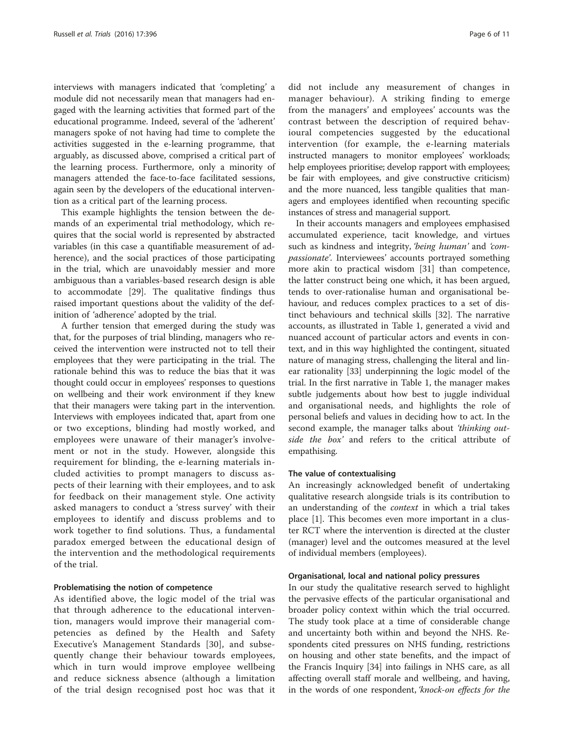interviews with managers indicated that 'completing' a module did not necessarily mean that managers had engaged with the learning activities that formed part of the educational programme. Indeed, several of the 'adherent' managers spoke of not having had time to complete the activities suggested in the e-learning programme, that arguably, as discussed above, comprised a critical part of the learning process. Furthermore, only a minority of managers attended the face-to-face facilitated sessions, again seen by the developers of the educational intervention as a critical part of the learning process.

This example highlights the tension between the demands of an experimental trial methodology, which requires that the social world is represented by abstracted variables (in this case a quantifiable measurement of adherence), and the social practices of those participating in the trial, which are unavoidably messier and more ambiguous than a variables-based research design is able to accommodate [29]. The qualitative findings thus raised important questions about the validity of the definition of 'adherence' adopted by the trial.

A further tension that emerged during the study was that, for the purposes of trial blinding, managers who received the intervention were instructed not to tell their employees that they were participating in the trial. The rationale behind this was to reduce the bias that it was thought could occur in employees' responses to questions on wellbeing and their work environment if they knew that their managers were taking part in the intervention. Interviews with employees indicated that, apart from one or two exceptions, blinding had mostly worked, and employees were unaware of their manager's involvement or not in the study. However, alongside this requirement for blinding, the e-learning materials included activities to prompt managers to discuss aspects of their learning with their employees, and to ask for feedback on their management style. One activity asked managers to conduct a 'stress survey' with their employees to identify and discuss problems and to work together to find solutions. Thus, a fundamental paradox emerged between the educational design of the intervention and the methodological requirements of the trial.

#### Problematising the notion of competence

As identified above, the logic model of the trial was that through adherence to the educational intervention, managers would improve their managerial competencies as defined by the Health and Safety Executive's Management Standards [30], and subsequently change their behaviour towards employees, which in turn would improve employee wellbeing and reduce sickness absence (although a limitation of the trial design recognised post hoc was that it did not include any measurement of changes in manager behaviour). A striking finding to emerge from the managers' and employees' accounts was the contrast between the description of required behavioural competencies suggested by the educational intervention (for example, the e-learning materials instructed managers to monitor employees' workloads; help employees prioritise; develop rapport with employees; be fair with employees, and give constructive criticism) and the more nuanced, less tangible qualities that managers and employees identified when recounting specific instances of stress and managerial support.

In their accounts managers and employees emphasised accumulated experience, tacit knowledge, and virtues such as kindness and integrity, *'being human'* and *'compassionate'*. Interviewees' accounts portrayed something more akin to practical wisdom [31] than competence, the latter construct being one which, it has been argued, tends to over-rationalise human and organisational behaviour, and reduces complex practices to a set of distinct behaviours and technical skills [32]. The narrative accounts, as illustrated in Table 1, generated a vivid and nuanced account of particular actors and events in context, and in this way highlighted the contingent, situated nature of managing stress, challenging the literal and linear rationality [33] underpinning the logic model of the trial. In the first narrative in Table 1, the manager makes subtle judgements about how best to juggle individual and organisational needs, and highlights the role of personal beliefs and values in deciding how to act. In the second example, the manager talks about *'thinking outside the box'* and refers to the critical attribute of empathising.

### The value of contextualising

An increasingly acknowledged benefit of undertaking qualitative research alongside trials is its contribution to an understanding of the *context* in which a trial takes place [1]. This becomes even more important in a cluster RCT where the intervention is directed at the cluster (manager) level and the outcomes measured at the level of individual members (employees).

#### Organisational, local and national policy pressures

In our study the qualitative research served to highlight the pervasive effects of the particular organisational and broader policy context within which the trial occurred. The study took place at a time of considerable change and uncertainty both within and beyond the NHS. Respondents cited pressures on NHS funding, restrictions on housing and other state benefits, and the impact of the Francis Inquiry [34] into failings in NHS care, as all affecting overall staff morale and wellbeing, and having, in the words of one respondent, *'knock-on effects for the*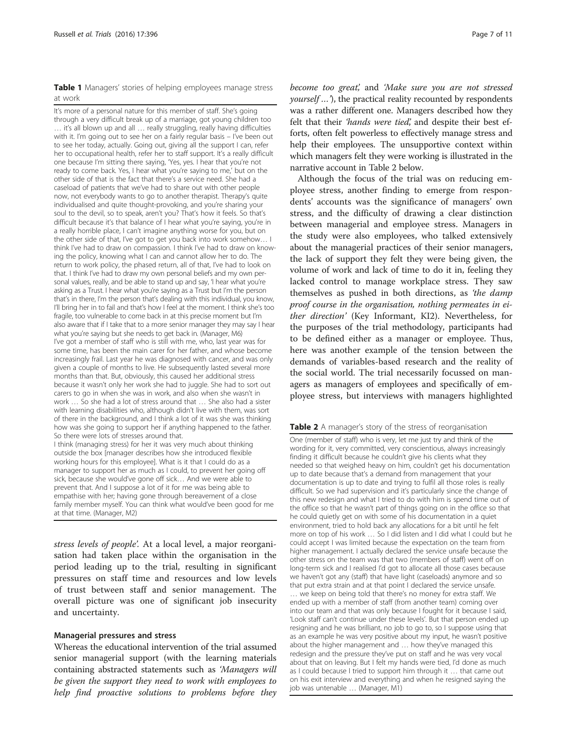**Table 1** Managers' stories of helping employees manage stress at work

It's more of a personal nature for this member of staff. She's going through a very difficult break up of a marriage, got young children too … it's all blown up and all … really struggling, really having difficulties with it. I'm going out to see her on a fairly regular basis – I've been out to see her today, actually. Going out, giving all the support I can, refer her to occupational health, refer her to staff support. It's a really difficult one because I'm sitting there saying, 'Yes, yes. I hear that you're not ready to come back. Yes, I hear what you're saying to me,' but on the other side of that is the fact that there's a service need. She had a caseload of patients that we've had to share out with other people now, not everybody wants to go to another therapist. Therapy's quite individualised and quite thought-provoking, and you're sharing your soul to the devil, so to speak, aren't you? That's how it feels. So that's difficult because it's that balance of I hear what you're saying, you're in a really horrible place, I can't imagine anything worse for you, but on the other side of that, I've got to get you back into work somehow… I think I've had to draw on compassion. I think I've had to draw on knowing the policy, knowing what I can and cannot allow her to do. The return to work policy, the phased return, all of that, I've had to look on that. I think I've had to draw my own personal beliefs and my own personal values, really, and be able to stand up and say, 'I hear what you're asking as a Trust. I hear what you're saying as a Trust but I'm the person that's in there, I'm the person that's dealing with this individual, you know, I'll bring her in to fail and that's how I feel at the moment. I think she's too fragile, too vulnerable to come back in at this precise moment but I'm also aware that if I take that to a more senior manager they may say I hear what you're saying but she needs to get back in. (Manager, M6)

I've got a member of staff who is still with me, who, last year was for some time, has been the main carer for her father, and whose become increasingly frail. Last year he was diagnosed with cancer, and was only given a couple of months to live. He subsequently lasted several more months than that. But, obviously, this caused her additional stress because it wasn't only her work she had to juggle. She had to sort out carers to go in when she was in work, and also when she wasn't in work … So she had a lot of stress around that … She also had a sister with learning disabilities who, although didn't live with them, was sort of there in the background, and I think a lot of it was she was thinking how was she going to support her if anything happened to the father. So there were lots of stresses around that.

I think (managing stress) for her it was very much about thinking outside the box [manager describes how she introduced flexible working hours for this employee]. What is it that I could do as a manager to support her as much as I could, to prevent her going off sick, because she would've gone off sick… And we were able to prevent that. And I suppose a lot of it for me was being able to empathise with her; having gone through bereavement of a close family member myself. You can think what would've been good for me at that time. (Manager, M2)

*stress levels of people'*. At a local level, a major reorganisation had taken place within the organisation in the period leading up to the trial, resulting in significant pressures on staff time and resources and low levels of trust between staff and senior management. The overall picture was one of significant job insecurity and uncertainty.

### Managerial pressures and stress

Whereas the educational intervention of the trial assumed senior managerial support (with the learning materials containing abstracted statements such as *'Managers will be given the support they need to work with employees to help find proactive solutions to problems before they become too great,'* and *'Make sure you are not stressed yourself …'*), the practical reality recounted by respondents was a rather different one. Managers described how they felt that their *'hands were tied,'* and despite their best efforts, often felt powerless to effectively manage stress and help their employees. The unsupportive context within which managers felt they were working is illustrated in the narrative account in Table 2 below.

Although the focus of the trial was on reducing employee stress, another finding to emerge from respondents' accounts was the significance of managers' own stress, and the difficulty of drawing a clear distinction between managerial and employee stress. Managers in the study were also employees, who talked extensively about the managerial practices of their senior managers, the lack of support they felt they were being given, the volume of work and lack of time to do it in, feeling they lacked control to manage workplace stress. They saw themselves as pushed in both directions, as *'the damp proof course in the organisation, nothing permeates in either direction'* (Key Informant, KI2). Nevertheless, for the purposes of the trial methodology, participants had to be defined either as a manager or employee. Thus, here was another example of the tension between the demands of variables-based research and the reality of the social world. The trial necessarily focussed on managers as managers of employees and specifically of employee stress, but interviews with managers highlighted

**Table 2** A manager's story of the stress of reorganisation

One (member of staff) who is very, let me just try and think of the wording for it, very committed, very conscientious, always increasingly finding it difficult because he couldn't give his clients what they needed so that weighed heavy on him, couldn't get his documentation up to date because that's a demand from management that your documentation is up to date and trying to fulfil all those roles is really difficult. So we had supervision and it's particularly since the change of this new redesign and what I tried to do with him is spend time out of the office so that he wasn't part of things going on in the office so that he could quietly get on with some of his documentation in a quiet environment, tried to hold back any allocations for a bit until he felt more on top of his work … So I did listen and I did what I could but he could accept I was limited because the expectation on the team from higher management. I actually declared the service unsafe because the other stress on the team was that two (members of staff) went off on long-term sick and I realised I'd got to allocate all those cases because we haven't got any (staff) that have light (caseloads) anymore and so that put extra strain and at that point I declared the service unsafe.
… we keep on being told that there's no money for extra staff. We ended up with a member of staff (from another team) coming over into our team and that was only because I fought for it because I said, 'Look staff can't continue under these levels'. But that person ended up resigning and he was brilliant, no job to go to, so I suppose using that as an example he was very positive about my input, he wasn't positive about the higher management and … how they've managed this redesign and the pressure they've put on staff and he was very vocal about that on leaving. But I felt my hands were tied, I'd done as much as I could because I tried to support him through it … that came out on his exit interview and everything and when he resigned saying the job was untenable … (Manager, M1)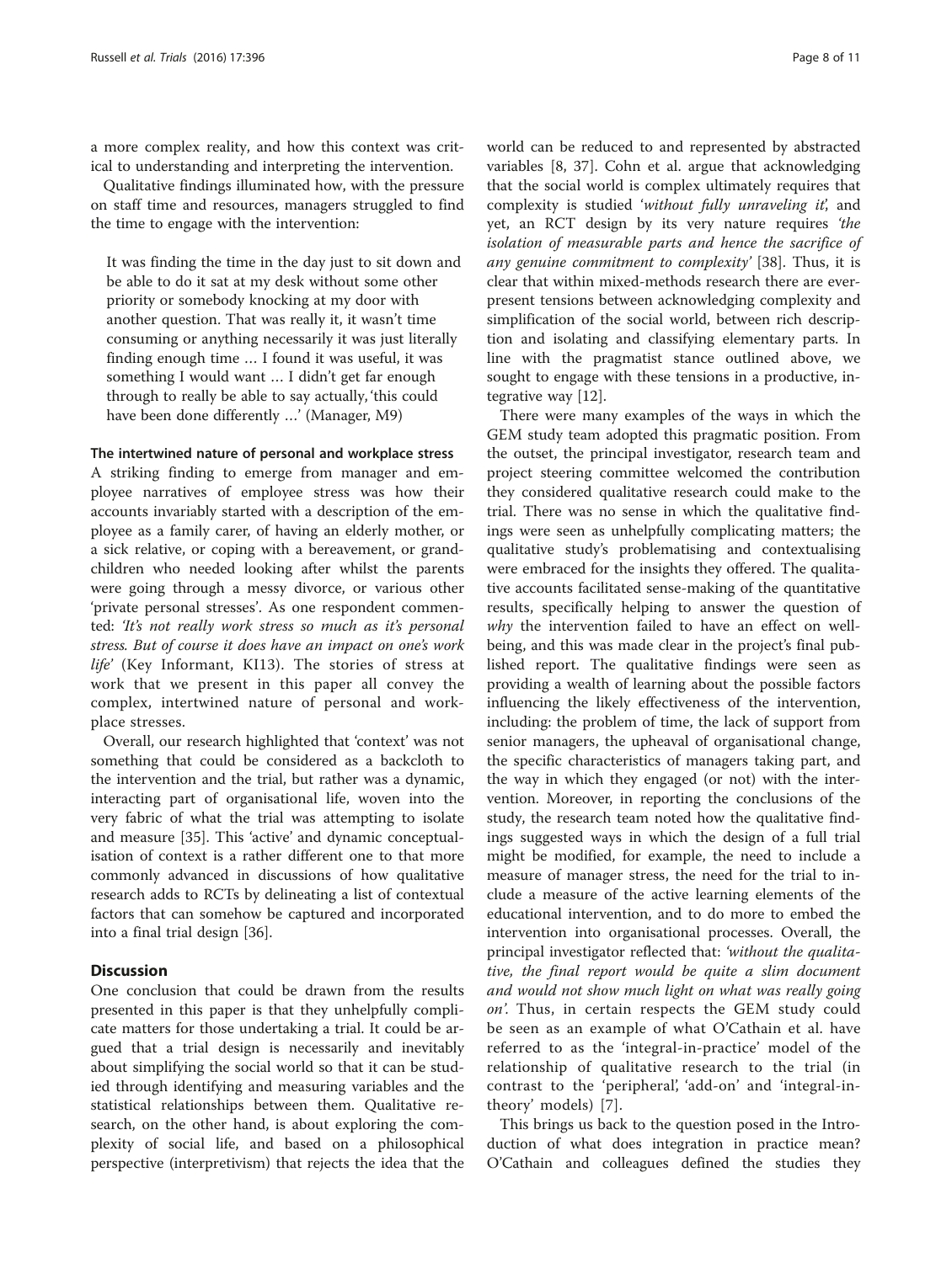a more complex reality, and how this context was critical to understanding and interpreting the intervention.

Qualitative findings illuminated how, with the pressure on staff time and resources, managers struggled to find the time to engage with the intervention:

> It was finding the time in the day just to sit down and be able to do it sat at my desk without some other priority or somebody knocking at my door with another question. That was really it, it wasn't time consuming or anything necessarily it was just literally finding enough time … I found it was useful, it was something I would want … I didn't get far enough through to really be able to say actually, 'this could have been done differently …' (Manager, M9)

#### The intertwined nature of personal and workplace stress

A striking finding to emerge from manager and employee narratives of employee stress was how their accounts invariably started with a description of the employee as a family carer, of having an elderly mother, or a sick relative, or coping with a bereavement, or grandchildren who needed looking after whilst the parents were going through a messy divorce, or various other 'private personal stresses'. As one respondent commented: *'It's not really work stress so much as it's personal stress. But of course it does have an impact on one's work life'* (Key Informant, KI13). The stories of stress at work that we present in this paper all convey the complex, intertwined nature of personal and workplace stresses.

Overall, our research highlighted that 'context' was not something that could be considered as a backcloth to the intervention and the trial, but rather was a dynamic, interacting part of organisational life, woven into the very fabric of what the trial was attempting to isolate and measure [35]. This 'active' and dynamic conceptualisation of context is a rather different one to that more commonly advanced in discussions of how qualitative research adds to RCTs by delineating a list of contextual factors that can somehow be captured and incorporated into a final trial design [36].

## Discussion

One conclusion that could be drawn from the results presented in this paper is that they unhelpfully complicate matters for those undertaking a trial. It could be argued that a trial design is necessarily and inevitably about simplifying the social world so that it can be studied through identifying and measuring variables and the statistical relationships between them. Qualitative research, on the other hand, is about exploring the complexity of social life, and based on a philosophical perspective (interpretivism) that rejects the idea that the world can be reduced to and represented by abstracted variables [8, 37]. Cohn et al. argue that acknowledging that the social world is complex ultimately requires that complexity is studied *'without fully unraveling it'*, and yet, an RCT design by its very nature requires *'the isolation of measurable parts and hence the sacrifice of any genuine commitment to complexity'* [38]. Thus, it is clear that within mixed-methods research there are ever-present tensions between acknowledging complexity and simplification of the social world, between rich description and isolating and classifying elementary parts. In line with the pragmatist stance outlined above, we sought to engage with these tensions in a productive, integrative way [12].

There were many examples of the ways in which the GEM study team adopted this pragmatic position. From the outset, the principal investigator, research team and project steering committee welcomed the contribution they considered qualitative research could make to the trial. There was no sense in which the qualitative findings were seen as unhelpfully complicating matters; the qualitative study's problematising and contextualising were embraced for the insights they offered. The qualitative accounts facilitated sense-making of the quantitative results, specifically helping to answer the question of *why* the intervention failed to have an effect on well-being, and this was made clear in the project's final published report. The qualitative findings were seen as providing a wealth of learning about the possible factors influencing the likely effectiveness of the intervention, including: the problem of time, the lack of support from senior managers, the upheaval of organisational change, the specific characteristics of managers taking part, and the way in which they engaged (or not) with the intervention. Moreover, in reporting the conclusions of the study, the research team noted how the qualitative findings suggested ways in which the design of a full trial might be modified, for example, the need to include a measure of manager stress, the need for the trial to include a measure of the active learning elements of the educational intervention, and to do more to embed the intervention into organisational processes. Overall, the principal investigator reflected that: *'without the qualitative, the final report would be quite a slim document and would not show much light on what was really going on'*. Thus, in certain respects the GEM study could be seen as an example of what O'Cathain et al. have referred to as the 'integral-in-practice' model of the relationship of qualitative research to the trial (in contrast to the 'peripheral', 'add-on' and 'integral-in-theory' models) [7].

This brings us back to the question posed in the Introduction of what does integration in practice mean? O'Cathain and colleagues defined the studies they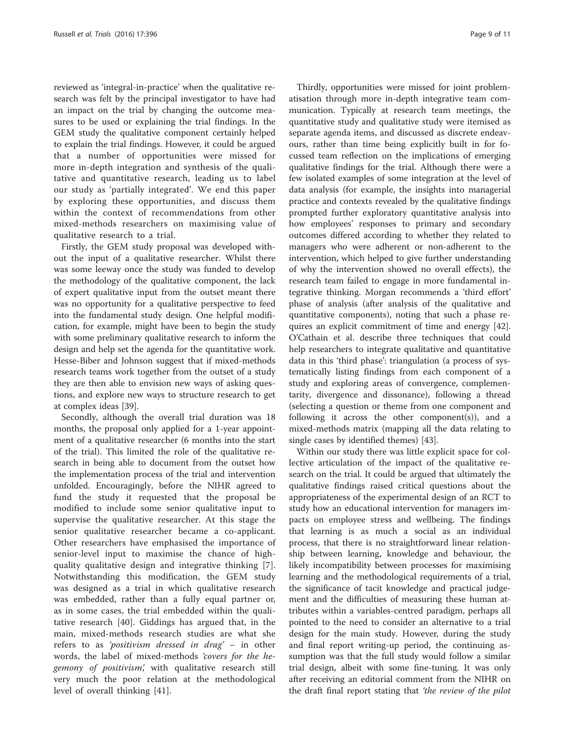reviewed as 'integral-in-practice' when the qualitative research was felt by the principal investigator to have had an impact on the trial by changing the outcome measures to be used or explaining the trial findings. In the GEM study the qualitative component certainly helped to explain the trial findings. However, it could be argued that a number of opportunities were missed for more in-depth integration and synthesis of the qualitative and quantitative research, leading us to label our study as 'partially integrated'. We end this paper by exploring these opportunities, and discuss them within the context of recommendations from other mixed-methods researchers on maximising value of qualitative research to a trial.

Firstly, the GEM study proposal was developed without the input of a qualitative researcher. Whilst there was some leeway once the study was funded to develop the methodology of the qualitative component, the lack of expert qualitative input from the outset meant there was no opportunity for a qualitative perspective to feed into the fundamental study design. One helpful modification, for example, might have been to begin the study with some preliminary qualitative research to inform the design and help set the agenda for the quantitative work. Hesse-Biber and Johnson suggest that if mixed-methods research teams work together from the outset of a study they are then able to envision new ways of asking questions, and explore new ways to structure research to get at complex ideas [39].

Secondly, although the overall trial duration was 18 months, the proposal only applied for a 1-year appointment of a qualitative researcher (6 months into the start of the trial). This limited the role of the qualitative research in being able to document from the outset how the implementation process of the trial and intervention unfolded. Encouragingly, before the NIHR agreed to fund the study it requested that the proposal be modified to include some senior qualitative input to supervise the qualitative researcher. At this stage the senior qualitative researcher became a co-applicant. Other researchers have emphasised the importance of senior-level input to maximise the chance of high-quality qualitative design and integrative thinking [7]. Notwithstanding this modification, the GEM study was designed as a trial in which qualitative research was embedded, rather than a fully equal partner or, as in some cases, the trial embedded within the qualitative research [40]. Giddings has argued that, in the main, mixed-methods research studies are what she refers to as *'positivism dressed in drag'* – in other words, the label of mixed-methods *'covers for the hegemony of positivism'*, with qualitative research still very much the poor relation at the methodological level of overall thinking [41].

Thirdly, opportunities were missed for joint problematisation through more in-depth integrative team communication. Typically at research team meetings, the quantitative study and qualitative study were itemised as separate agenda items, and discussed as discrete endeavours, rather than time being explicitly built in for focussed team reflection on the implications of emerging qualitative findings for the trial. Although there were a few isolated examples of some integration at the level of data analysis (for example, the insights into managerial practice and contexts revealed by the qualitative findings prompted further exploratory quantitative analysis into how employees' responses to primary and secondary outcomes differed according to whether they related to managers who were adherent or non-adherent to the intervention, which helped to give further understanding of why the intervention showed no overall effects), the research team failed to engage in more fundamental integrative thinking. Morgan recommends a 'third effort' phase of analysis (after analysis of the qualitative and quantitative components), noting that such a phase requires an explicit commitment of time and energy [42]. O'Cathain et al. describe three techniques that could help researchers to integrate qualitative and quantitative data in this 'third phase': triangulation (a process of systematically listing findings from each component of a study and exploring areas of convergence, complementarity, divergence and dissonance), following a thread (selecting a question or theme from one component and following it across the other component(s)), and a mixed-methods matrix (mapping all the data relating to single cases by identified themes) [43].

Within our study there was little explicit space for collective articulation of the impact of the qualitative research on the trial. It could be argued that ultimately the qualitative findings raised critical questions about the appropriateness of the experimental design of an RCT to study how an educational intervention for managers impacts on employee stress and wellbeing. The findings that learning is as much a social as an individual process, that there is no straightforward linear relationship between learning, knowledge and behaviour, the likely incompatibility between processes for maximising learning and the methodological requirements of a trial, the significance of tacit knowledge and practical judgement and the difficulties of measuring these human attributes within a variables-centred paradigm, perhaps all pointed to the need to consider an alternative to a trial design for the main study. However, during the study and final report writing-up period, the continuing assumption was that the full study would follow a similar trial design, albeit with some fine-tuning. It was only after receiving an editorial comment from the NIHR on the draft final report stating that *'the review of the pilot*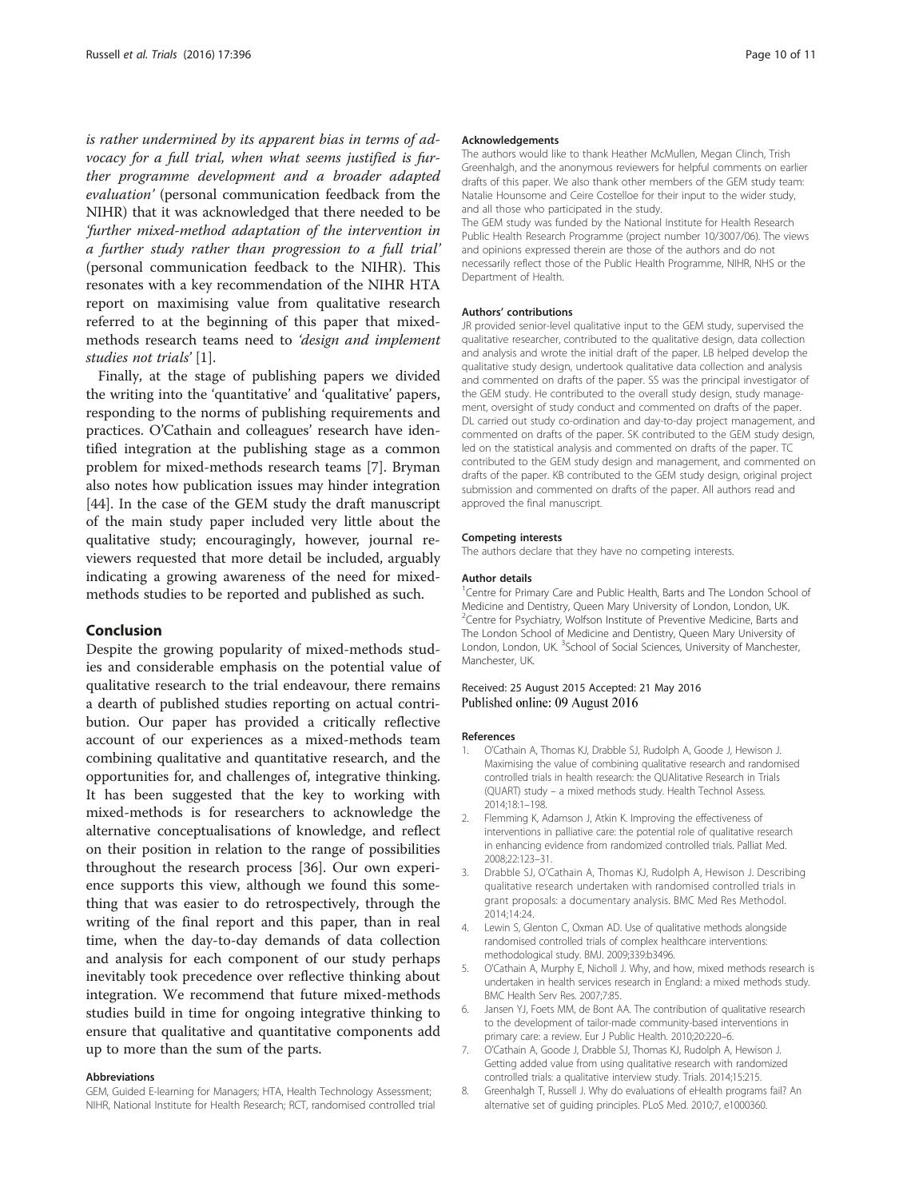*is rather undermined by its apparent bias in terms of advocacy for a full trial, when what seems justified is further programme development and a broader adapted evaluation'* (personal communication feedback from the NIHR) that it was acknowledged that there needed to be *'further mixed-method adaptation of the intervention in a further study rather than progression to a full trial'* (personal communication feedback to the NIHR). This resonates with a key recommendation of the NIHR HTA report on maximising value from qualitative research referred to at the beginning of this paper that mixed-methods research teams need to *'design and implement studies not trials'* [1].

Finally, at the stage of publishing papers we divided the writing into the 'quantitative' and 'qualitative' papers, responding to the norms of publishing requirements and practices. O'Cathain and colleagues' research have identified integration at the publishing stage as a common problem for mixed-methods research teams [7]. Bryman also notes how publication issues may hinder integration [44]. In the case of the GEM study the draft manuscript of the main study paper included very little about the qualitative study; encouragingly, however, journal reviewers requested that more detail be included, arguably indicating a growing awareness of the need for mixed-methods studies to be reported and published as such.

## Conclusion

Despite the growing popularity of mixed-methods studies and considerable emphasis on the potential value of qualitative research to the trial endeavour, there remains a dearth of published studies reporting on actual contribution. Our paper has provided a critically reflective account of our experiences as a mixed-methods team combining qualitative and quantitative research, and the opportunities for, and challenges of, integrative thinking. It has been suggested that the key to working with mixed-methods is for researchers to acknowledge the alternative conceptualisations of knowledge, and reflect on their position in relation to the range of possibilities throughout the research process [36]. Our own experience supports this view, although we found this something that was easier to do retrospectively, through the writing of the final report and this paper, than in real time, when the day-to-day demands of data collection and analysis for each component of our study perhaps inevitably took precedence over reflective thinking about integration. We recommend that future mixed-methods studies build in time for ongoing integrative thinking to ensure that qualitative and quantitative components add up to more than the sum of the parts.

#### Abbreviations

GEM, Guided E-learning for Managers; HTA, Health Technology Assessment; NIHR, National Institute for Health Research; RCT, randomised controlled trial

#### Acknowledgements

The authors would like to thank Heather McMullen, Megan Clinch, Trish Greenhalgh, and the anonymous reviewers for helpful comments on earlier drafts of this paper. We also thank other members of the GEM study team: Natalie Hounsome and Ceire Costelloe for their input to the wider study, and all those who participated in the study.

The GEM study was funded by the National Institute for Health Research Public Health Research Programme (project number 10/3007/06). The views and opinions expressed therein are those of the authors and do not necessarily reflect those of the Public Health Programme, NIHR, NHS or the Department of Health.

#### Authors' contributions

JR provided senior-level qualitative input to the GEM study, supervised the qualitative researcher, contributed to the qualitative design, data collection and analysis and wrote the initial draft of the paper. LB helped develop the qualitative study design, undertook qualitative data collection and analysis and commented on drafts of the paper. SS was the principal investigator of the GEM study. He contributed to the overall study design, study management, oversight of study conduct and commented on drafts of the paper. DL carried out study co-ordination and day-to-day project management, and commented on drafts of the paper. SK contributed to the GEM study design, led on the statistical analysis and commented on drafts of the paper. TC contributed to the GEM study design and management, and commented on drafts of the paper. KB contributed to the GEM study design, original project submission and commented on drafts of the paper. All authors read and approved the final manuscript.

#### Competing interests

The authors declare that they have no competing interests.

#### Author details

[1]Centre for Primary Care and Public Health, Barts and The London School of Medicine and Dentistry, Queen Mary University of London, London, UK. [2]Centre for Psychiatry, Wolfson Institute of Preventive Medicine, Barts and The London School of Medicine and Dentistry, Queen Mary University of London, London, UK. [3]School of Social Sciences, University of Manchester, Manchester, UK.

Received: 25 August 2015 Accepted: 21 May 2016
Published online: 09 August 2016

#### References

1. O'Cathain A, Thomas KJ, Drabble SJ, Rudolph A, Goode J, Hewison J. Maximising the value of combining qualitative research and randomised controlled trials in health research: the QUAlitative Research in Trials (QUART) study – a mixed methods study. Health Technol Assess. 2014;18:1–198.
2. Flemming K, Adamson J, Atkin K. Improving the effectiveness of interventions in palliative care: the potential role of qualitative research in enhancing evidence from randomized controlled trials. Palliat Med. 2008;22:123–31.
3. Drabble SJ, O'Cathain A, Thomas KJ, Rudolph A, Hewison J. Describing qualitative research undertaken with randomised controlled trials in grant proposals: a documentary analysis. BMC Med Res Methodol. 2014;14:24.
4. Lewin S, Glenton C, Oxman AD. Use of qualitative methods alongside randomised controlled trials of complex healthcare interventions: methodological study. BMJ. 2009;339:b3496.
5. O'Cathain A, Murphy E, Nicholl J. Why, and how, mixed methods research is undertaken in health services research in England: a mixed methods study. BMC Health Serv Res. 2007;7:85.
6. Jansen YJ, Foets MM, de Bont AA. The contribution of qualitative research to the development of tailor-made community-based interventions in primary care: a review. Eur J Public Health. 2010;20:220–6.
7. O'Cathain A, Goode J, Drabble SJ, Thomas KJ, Rudolph A, Hewison J. Getting added value from using qualitative research with randomized controlled trials: a qualitative interview study. Trials. 2014;15:215.
8. Greenhalgh T, Russell J. Why do evaluations of eHealth programs fail? An alternative set of guiding principles. PLoS Med. 2010;7, e1000360.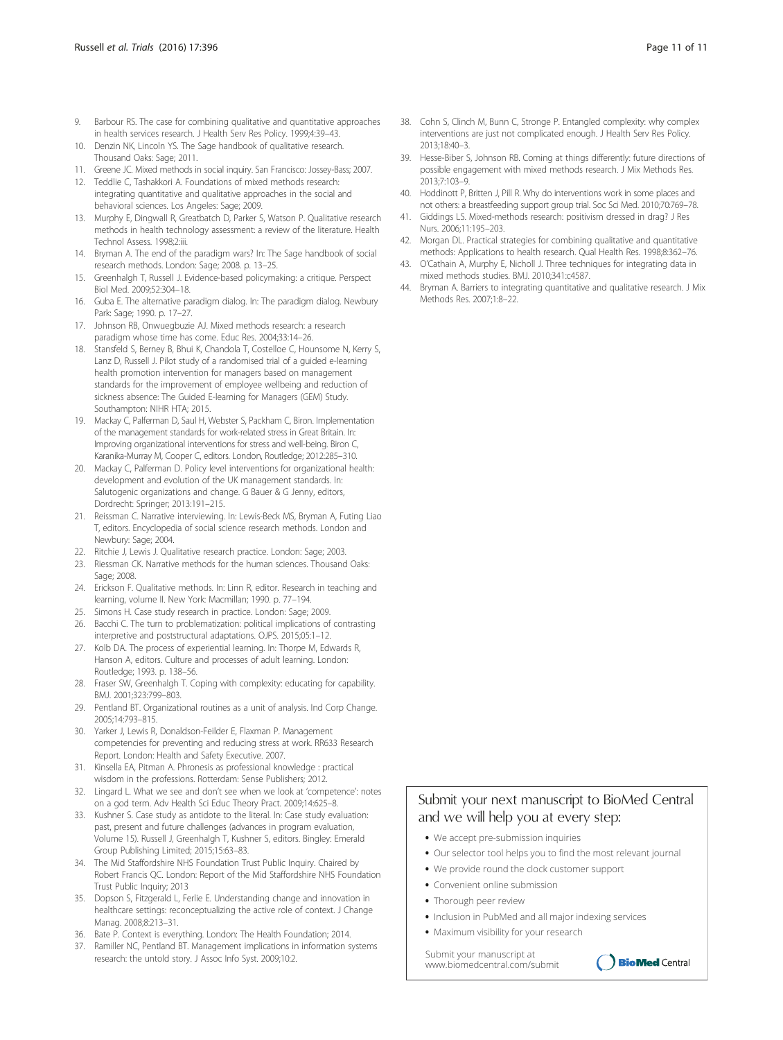9. Barbour RS. The case for combining qualitative and quantitative approaches in health services research. J Health Serv Res Policy. 1999;4:39–43.
10. Denzin NK, Lincoln YS. The Sage handbook of qualitative research. Thousand Oaks: Sage; 2011.
11. Greene JC. Mixed methods in social inquiry. San Francisco: Jossey-Bass; 2007.
12. Teddlie C, Tashakkori A. Foundations of mixed methods research: integrating quantitative and qualitative approaches in the social and behavioral sciences. Los Angeles: Sage; 2009.
13. Murphy E, Dingwall R, Greatbatch D, Parker S, Watson P. Qualitative research methods in health technology assessment: a review of the literature. Health Technol Assess. 1998;2:iii.
14. Bryman A. The end of the paradigm wars? In: The Sage handbook of social research methods. London: Sage; 2008. p. 13–25.
15. Greenhalgh T, Russell J. Evidence-based policymaking: a critique. Perspect Biol Med. 2009;52:304–18.
16. Guba E. The alternative paradigm dialog. In: The paradigm dialog. Newbury Park: Sage; 1990. p. 17–27.
17. Johnson RB, Onwuegbuzie AJ. Mixed methods research: a research paradigm whose time has come. Educ Res. 2004;33:14–26.
18. Stansfeld S, Berney B, Bhui K, Chandola T, Costelloe C, Hounsome N, Kerry S, Lanz D, Russell J. Pilot study of a randomised trial of a guided e-learning health promotion intervention for managers based on management standards for the improvement of employee wellbeing and reduction of sickness absence: The Guided E-learning for Managers (GEM) Study. Southampton: NIHR HTA; 2015.
19. Mackay C, Palferman D, Saul H, Webster S, Packham C, Biron. Implementation of the management standards for work-related stress in Great Britain. In: Improving organizational interventions for stress and well-being. Biron C, Karanika-Murray M, Cooper C, editors. London, Routledge; 2012:285–310.
20. Mackay C, Palferman D. Policy level interventions for organizational health: development and evolution of the UK management standards. In: Salutogenic organizations and change. G Bauer & G Jenny, editors, Dordrecht: Springer; 2013:191–215.
21. Reissman C. Narrative interviewing. In: Lewis-Beck MS, Bryman A, Futing Liao T, editors. Encyclopedia of social science research methods. London and Newbury: Sage; 2004.
22. Ritchie J, Lewis J. Qualitative research practice. London: Sage; 2003.
23. Riessman CK. Narrative methods for the human sciences. Thousand Oaks: Sage; 2008.
24. Erickson F. Qualitative methods. In: Linn R, editor. Research in teaching and learning, volume II. New York: Macmillan; 1990. p. 77–194.
25. Simons H. Case study research in practice. London: Sage; 2009.
26. Bacchi C. The turn to problematization: political implications of contrasting interpretive and poststructural adaptations. OJPS. 2015;05:1–12.
27. Kolb DA. The process of experiential learning. In: Thorpe M, Edwards R, Hanson A, editors. Culture and processes of adult learning. London: Routledge; 1993. p. 138–56.
28. Fraser SW, Greenhalgh T. Coping with complexity: educating for capability. BMJ. 2001;323:799–803.
29. Pentland BT. Organizational routines as a unit of analysis. Ind Corp Change. 2005;14:793–815.
30. Yarker J, Lewis R, Donaldson-Feilder E, Flaxman P. Management competencies for preventing and reducing stress at work. RR633 Research Report. London: Health and Safety Executive. 2007.
31. Kinsella EA, Pitman A. Phronesis as professional knowledge : practical wisdom in the professions. Rotterdam: Sense Publishers; 2012.
32. Lingard L. What we see and don't see when we look at 'competence': notes on a god term. Adv Health Sci Educ Theory Pract. 2009;14:625–8.
33. Kushner S. Case study as antidote to the literal. In: Case study evaluation: past, present and future challenges (advances in program evaluation, Volume 15). Russell J, Greenhalgh T, Kushner S, editors. Bingley: Emerald Group Publishing Limited; 2015;15:63–83.
34. The Mid Staffordshire NHS Foundation Trust Public Inquiry. Chaired by Robert Francis QC. London: Report of the Mid Staffordshire NHS Foundation Trust Public Inquiry; 2013
35. Dopson S, Fitzgerald L, Ferlie E. Understanding change and innovation in healthcare settings: reconceptualizing the active role of context. J Change Manag. 2008;8:213–31.
36. Bate P. Context is everything. London: The Health Foundation; 2014.
37. Ramiller NC, Pentland BT. Management implications in information systems research: the untold story. J Assoc Info Syst. 2009;10:2.
38. Cohn S, Clinch M, Bunn C, Stronge P. Entangled complexity: why complex interventions are just not complicated enough. J Health Serv Res Policy. 2013;18:40–3.
39. Hesse-Biber S, Johnson RB. Coming at things differently: future directions of possible engagement with mixed methods research. J Mix Methods Res. 2013;7:103–9.
40. Hoddinott P, Britten J, Pill R. Why do interventions work in some places and not others: a breastfeeding support group trial. Soc Sci Med. 2010;70:769–78.
41. Giddings LS. Mixed-methods research: positivism dressed in drag? J Res Nurs. 2006;11:195–203.
42. Morgan DL. Practical strategies for combining qualitative and quantitative methods: Applications to health research. Qual Health Res. 1998;8:362–76.
43. O'Cathain A, Murphy E, Nicholl J. Three techniques for integrating data in mixed methods studies. BMJ. 2010;341:c4587.
44. Bryman A. Barriers to integrating quantitative and qualitative research. J Mix Methods Res. 2007;1:8–22.

Submit your next manuscript to BioMed Central and we will help you at every step:

- We accept pre-submission inquiries
- Our selector tool helps you to find the most relevant journal
- We provide round the clock customer support
- Convenient online submission
- Thorough peer review
- Inclusion in PubMed and all major indexing services
- Maximum visibility for your research

Submit your manuscript at www.biomedcentral.com/submit

BioMed Central